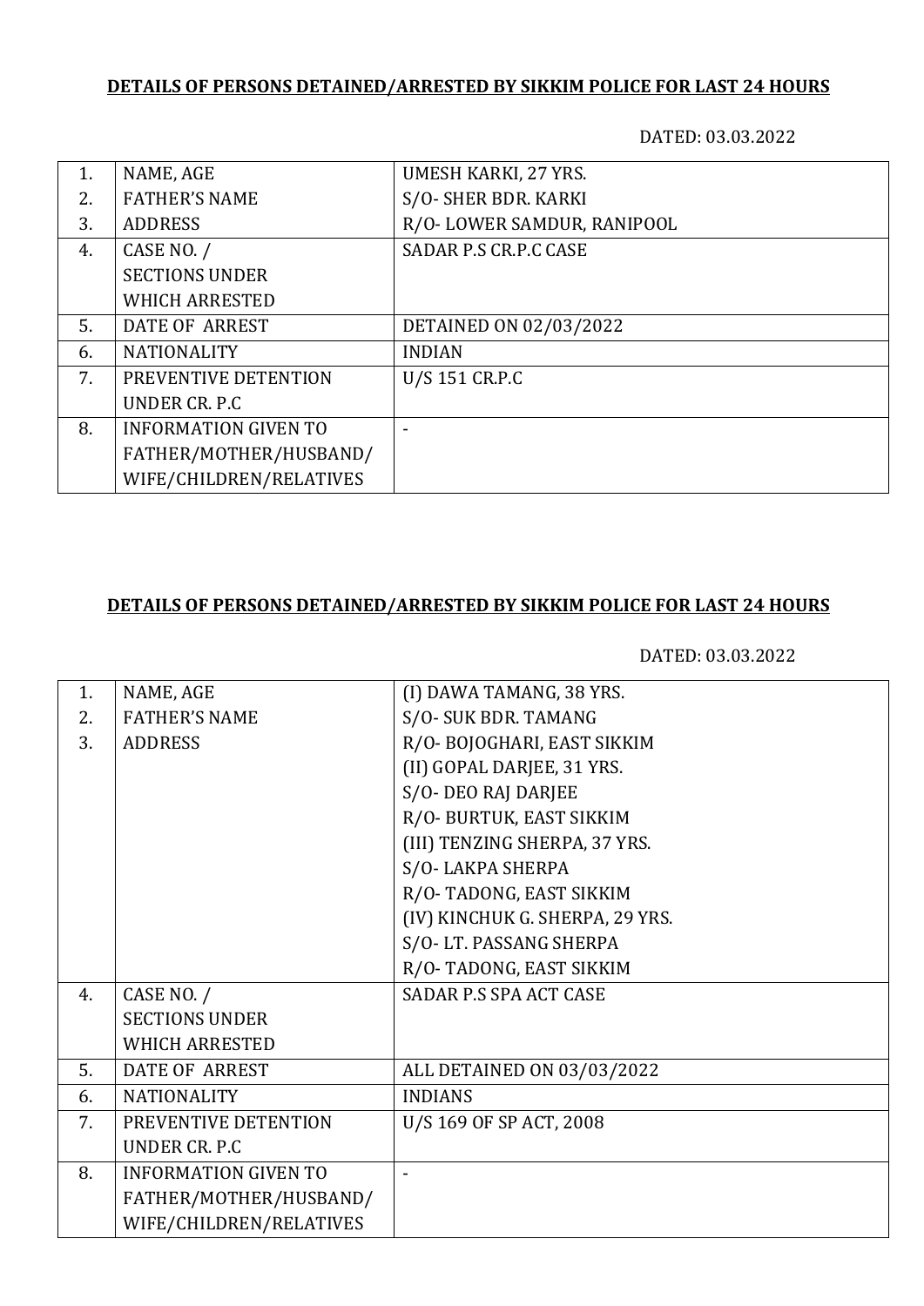**DETAILS OF PERSONS DETAINED/ARRESTED BY SIKKIM POLICE FOR LAST 24 HOURS**

DATED: 03.03.2022

| | | |
|---|---|---|
| 1.<br>2.<br>3. | NAME, AGE<br>FATHER'S NAME<br>ADDRESS | UMESH KARKI, 27 YRS.<br>S/O- SHER BDR. KARKI<br>R/O- LOWER SAMDUR, RANIPOOL |
| 4. | CASE NO. /<br>SECTIONS UNDER<br>WHICH ARRESTED | SADAR P.S CR.P.C CASE |
| 5. | DATE OF ARREST | DETAINED ON 02/03/2022 |
| 6. | NATIONALITY | INDIAN |
| 7. | PREVENTIVE DETENTION<br>UNDER CR. P.C | U/S 151 CR.P.C |
| 8. | INFORMATION GIVEN TO<br>FATHER/MOTHER/HUSBAND/<br>WIFE/CHILDREN/RELATIVES | - |

**DETAILS OF PERSONS DETAINED/ARRESTED BY SIKKIM POLICE FOR LAST 24 HOURS**

DATED: 03.03.2022

| | | |
|---|---|---|
| 1.<br>2.<br>3. | NAME, AGE<br>FATHER'S NAME<br>ADDRESS | (I) DAWA TAMANG, 38 YRS.<br>S/O- SUK BDR. TAMANG<br>R/O- BOJOGHARI, EAST SIKKIM<br>(II) GOPAL DARJEE, 31 YRS.<br>S/O- DEO RAJ DARJEE<br>R/O- BURTUK, EAST SIKKIM<br>(III) TENZING SHERPA, 37 YRS.<br>S/O- LAKPA SHERPA<br>R/O- TADONG, EAST SIKKIM<br>(IV) KINCHUK G. SHERPA, 29 YRS.<br>S/O- LT. PASSANG SHERPA<br>R/O- TADONG, EAST SIKKIM |
| 4. | CASE NO. /<br>SECTIONS UNDER<br>WHICH ARRESTED | SADAR P.S SPA ACT CASE |
| 5. | DATE OF ARREST | ALL DETAINED ON 03/03/2022 |
| 6. | NATIONALITY | INDIANS |
| 7. | PREVENTIVE DETENTION<br>UNDER CR. P.C | U/S 169 OF SP ACT, 2008 |
| 8. | INFORMATION GIVEN TO<br>FATHER/MOTHER/HUSBAND/<br>WIFE/CHILDREN/RELATIVES | - |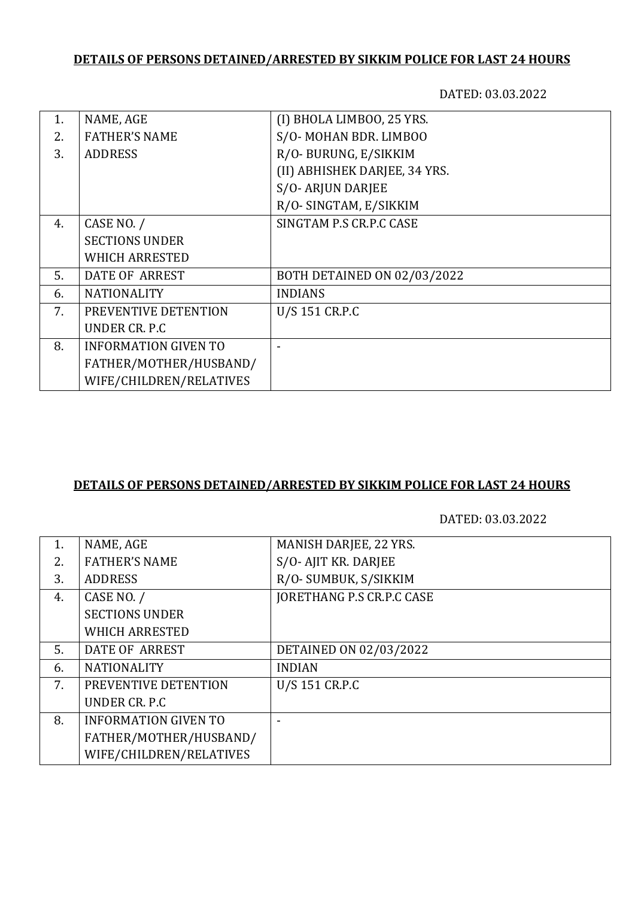**DETAILS OF PERSONS DETAINED/ARRESTED BY SIKKIM POLICE FOR LAST 24 HOURS**

DATED: 03.03.2022

| | | |
|---|---|---|
| 1.<br>2.<br>3. | NAME, AGE<br>FATHER'S NAME<br>ADDRESS | (I) BHOLA LIMBOO, 25 YRS.<br>S/O- MOHAN BDR. LIMBOO<br>R/O- BURUNG, E/SIKKIM<br>(II) ABHISHEK DARJEE, 34 YRS.<br>S/O- ARJUN DARJEE<br>R/O- SINGTAM, E/SIKKIM |
| 4. | CASE NO. /<br>SECTIONS UNDER<br>WHICH ARRESTED | SINGTAM P.S CR.P.C CASE |
| 5. | DATE OF ARREST | BOTH DETAINED ON 02/03/2022 |
| 6. | NATIONALITY | INDIANS |
| 7. | PREVENTIVE DETENTION<br>UNDER CR. P.C | U/S 151 CR.P.C |
| 8. | INFORMATION GIVEN TO<br>FATHER/MOTHER/HUSBAND/<br>WIFE/CHILDREN/RELATIVES | - |

**DETAILS OF PERSONS DETAINED/ARRESTED BY SIKKIM POLICE FOR LAST 24 HOURS**

DATED: 03.03.2022

| | | |
|---|---|---|
| 1.<br>2.<br>3. | NAME, AGE<br>FATHER'S NAME<br>ADDRESS | MANISH DARJEE, 22 YRS.<br>S/O- AJIT KR. DARJEE<br>R/O- SUMBUK, S/SIKKIM |
| 4. | CASE NO. /<br>SECTIONS UNDER<br>WHICH ARRESTED | JORETHANG P.S CR.P.C CASE |
| 5. | DATE OF ARREST | DETAINED ON 02/03/2022 |
| 6. | NATIONALITY | INDIAN |
| 7. | PREVENTIVE DETENTION<br>UNDER CR. P.C | U/S 151 CR.P.C |
| 8. | INFORMATION GIVEN TO<br>FATHER/MOTHER/HUSBAND/<br>WIFE/CHILDREN/RELATIVES | - |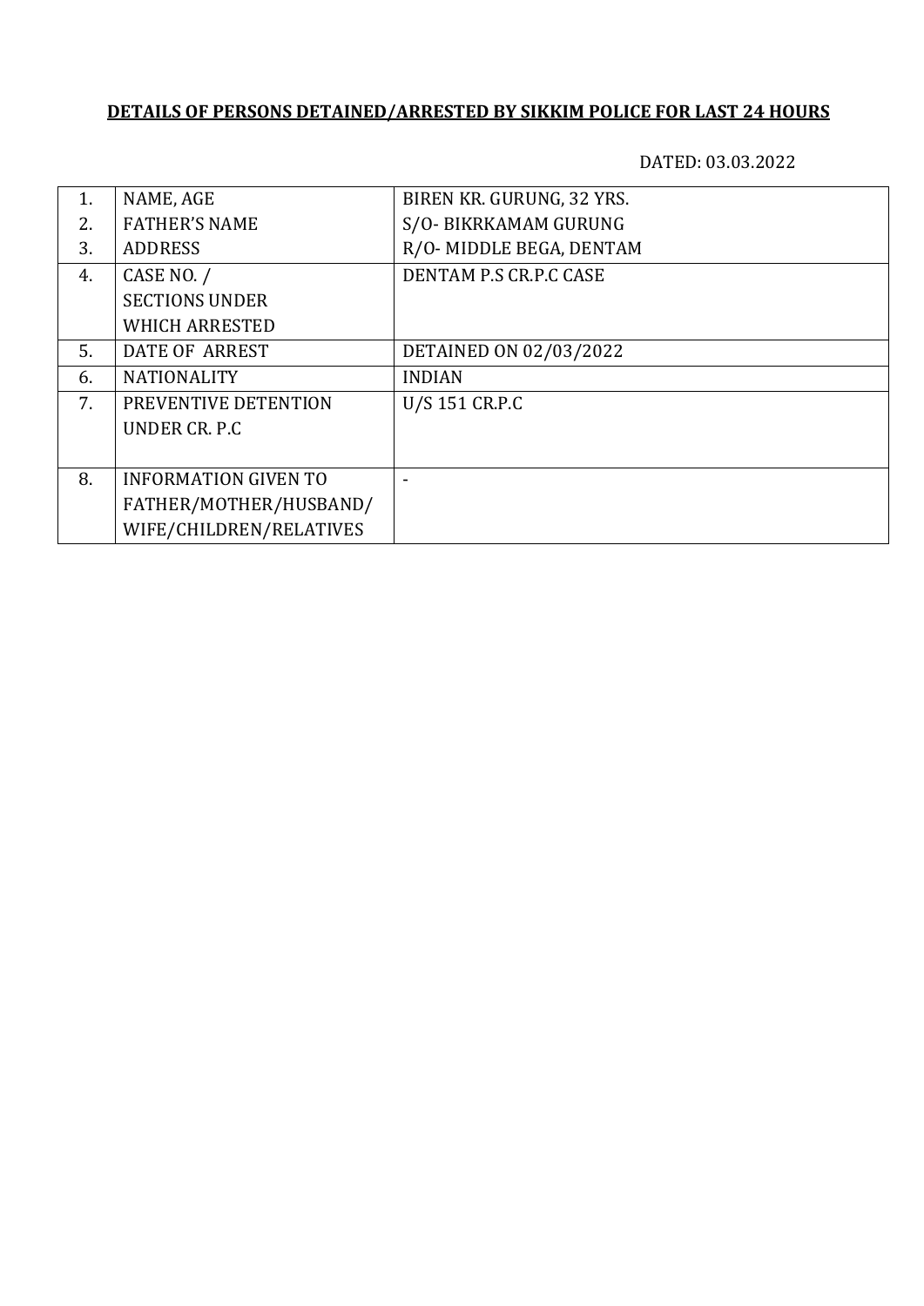**DETAILS OF PERSONS DETAINED/ARRESTED BY SIKKIM POLICE FOR LAST 24 HOURS**

DATED: 03.03.2022

| | | |
|---|---|---|
| 1. | NAME, AGE | BIREN KR. GURUNG, 32 YRS. |
| 2. | FATHER'S NAME | S/O- BIKRKAMAM GURUNG |
| 3. | ADDRESS | R/O- MIDDLE BEGA, DENTAM |
| 4. | CASE NO. / SECTIONS UNDER WHICH ARRESTED | DENTAM P.S CR.P.C CASE |
| 5. | DATE OF ARREST | DETAINED ON 02/03/2022 |
| 6. | NATIONALITY | INDIAN |
| 7. | PREVENTIVE DETENTION UNDER CR. P.C | U/S 151 CR.P.C |
| 8. | INFORMATION GIVEN TO FATHER/MOTHER/HUSBAND/ WIFE/CHILDREN/RELATIVES | - |